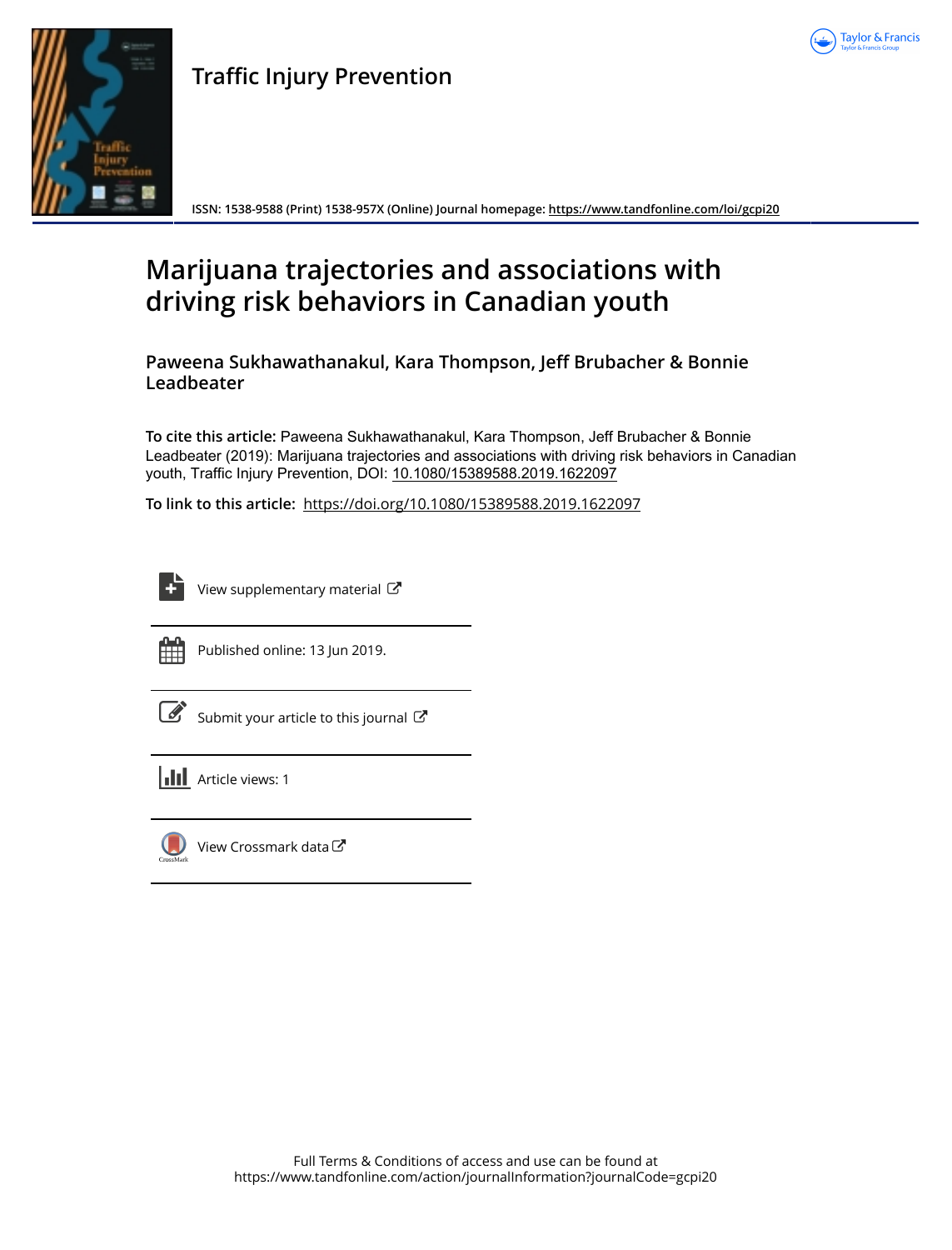# Traffic Injury Prevention

ISSN: 1538-9588 (Print) 1538-957X (Online) Journal homepage: https://www.tandfonline.com/loi/gcpi20

# Marijuana trajectories and associations with driving risk behaviors in Canadian youth

**Paweena Sukhawathanakul, Kara Thompson, Jeff Brubacher & Bonnie Leadbeater**

**To cite this article:** Paweena Sukhawathanakul, Kara Thompson, Jeff Brubacher & Bonnie Leadbeater (2019): Marijuana trajectories and associations with driving risk behaviors in Canadian youth, Traffic Injury Prevention, DOI: 10.1080/15389588.2019.1622097

**To link to this article:** https://doi.org/10.1080/15389588.2019.1622097

View supplementary material

Published online: 13 Jun 2019.

Submit your article to this journal

Article views: 1

View Crossmark data

Full Terms & Conditions of access and use can be found at
https://www.tandfonline.com/action/journalInformation?journalCode=gcpi20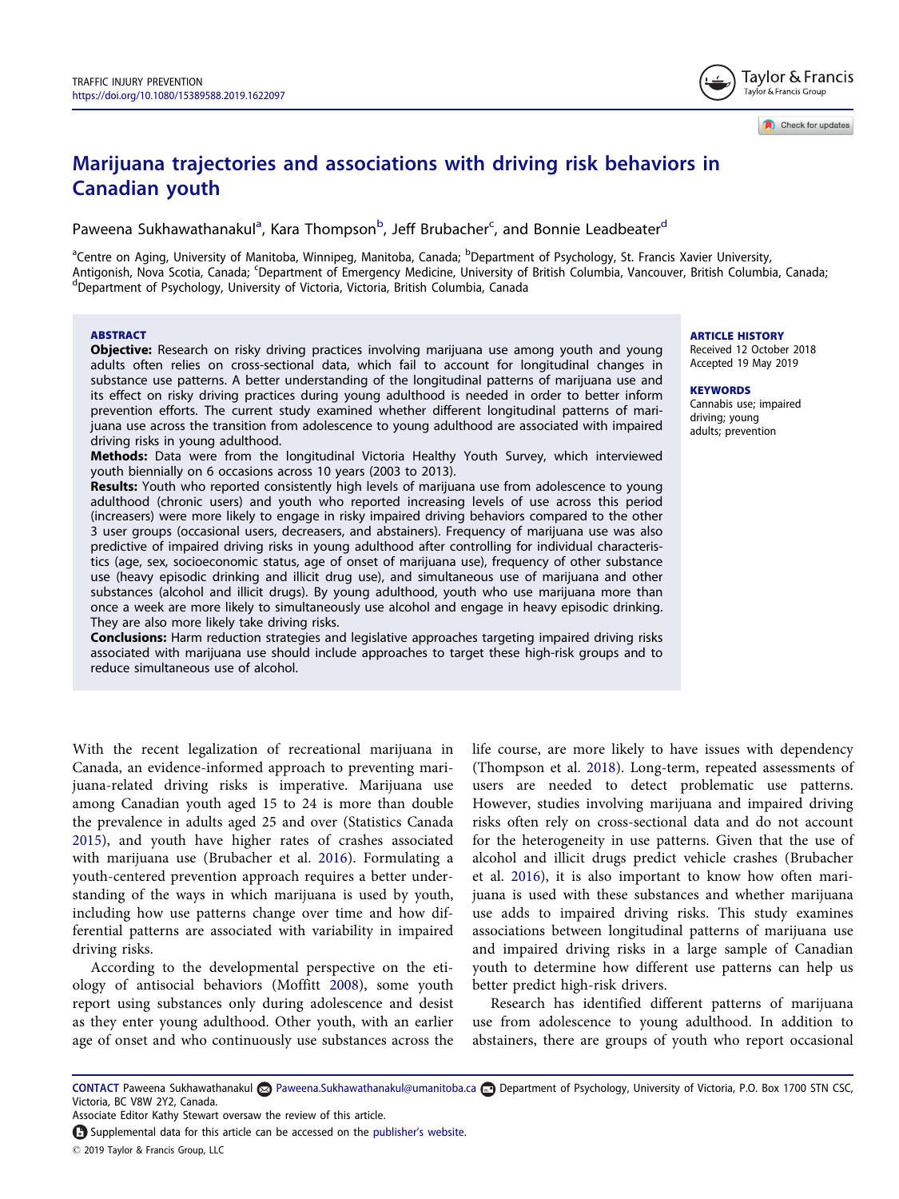# Marijuana trajectories and associations with driving risk behaviors in Canadian youth

Paweena Sukhawathanakul[a], Kara Thompson[b], Jeff Brubacher[c], and Bonnie Leadbeater[d]

[a]Centre on Aging, University of Manitoba, Winnipeg, Manitoba, Canada; [b]Department of Psychology, St. Francis Xavier University, Antigonish, Nova Scotia, Canada; [c]Department of Emergency Medicine, University of British Columbia, Vancouver, British Columbia, Canada; [d]Department of Psychology, University of Victoria, Victoria, British Columbia, Canada

**ARTICLE HISTORY**
Received 12 October 2018
Accepted 19 May 2019

**KEYWORDS**
Cannabis use; impaired driving; young adults; prevention

## ABSTRACT

**Objective:** Research on risky driving practices involving marijuana use among youth and young adults often relies on cross-sectional data, which fail to account for longitudinal changes in substance use patterns. A better understanding of the longitudinal patterns of marijuana use and its effect on risky driving practices during young adulthood is needed in order to better inform prevention efforts. The current study examined whether different longitudinal patterns of marijuana use across the transition from adolescence to young adulthood are associated with impaired driving risks in young adulthood.

**Methods:** Data were from the longitudinal Victoria Healthy Youth Survey, which interviewed youth biennially on 6 occasions across 10 years (2003 to 2013).

**Results:** Youth who reported consistently high levels of marijuana use from adolescence to young adulthood (chronic users) and youth who reported increasing levels of use across this period (increasers) were more likely to engage in risky impaired driving behaviors compared to the other 3 user groups (occasional users, decreasers, and abstainers). Frequency of marijuana use was also predictive of impaired driving risks in young adulthood after controlling for individual characteristics (age, sex, socioeconomic status, age of onset of marijuana use), frequency of other substance use (heavy episodic drinking and illicit drug use), and simultaneous use of marijuana and other substances (alcohol and illicit drugs). By young adulthood, youth who use marijuana more than once a week are more likely to simultaneously use alcohol and engage in heavy episodic drinking. They are also more likely take driving risks.

**Conclusions:** Harm reduction strategies and legislative approaches targeting impaired driving risks associated with marijuana use should include approaches to target these high-risk groups and to reduce simultaneous use of alcohol.

With the recent legalization of recreational marijuana in Canada, an evidence-informed approach to preventing marijuana-related driving risks is imperative. Marijuana use among Canadian youth aged 15 to 24 is more than double the prevalence in adults aged 25 and over (Statistics Canada 2015), and youth have higher rates of crashes associated with marijuana use (Brubacher et al. 2016). Formulating a youth-centered prevention approach requires a better understanding of the ways in which marijuana is used by youth, including how use patterns change over time and how differential patterns are associated with variability in impaired driving risks.

According to the developmental perspective on the etiology of antisocial behaviors (Moffitt 2008), some youth report using substances only during adolescence and desist as they enter young adulthood. Other youth, with an earlier age of onset and who continuously use substances across the life course, are more likely to have issues with dependency (Thompson et al. 2018). Long-term, repeated assessments of users are needed to detect problematic use patterns. However, studies involving marijuana and impaired driving risks often rely on cross-sectional data and do not account for the heterogeneity in use patterns. Given that the use of alcohol and illicit drugs predict vehicle crashes (Brubacher et al. 2016), it is also important to know how often marijuana is used with these substances and whether marijuana use adds to impaired driving risks. This study examines associations between longitudinal patterns of marijuana use and impaired driving risks in a large sample of Canadian youth to determine how different use patterns can help us better predict high-risk drivers.

Research has identified different patterns of marijuana use from adolescence to young adulthood. In addition to abstainers, there are groups of youth who report occasional

---

CONTACT Paweena Sukhawathanakul Paweena.Sukhawathanakul@umanitoba.ca Department of Psychology, University of Victoria, P.O. Box 1700 STN CSC, Victoria, BC V8W 2Y2, Canada.
Associate Editor Kathy Stewart oversaw the review of this article.
Supplemental data for this article can be accessed on the publisher's website.
© 2019 Taylor & Francis Group, LLC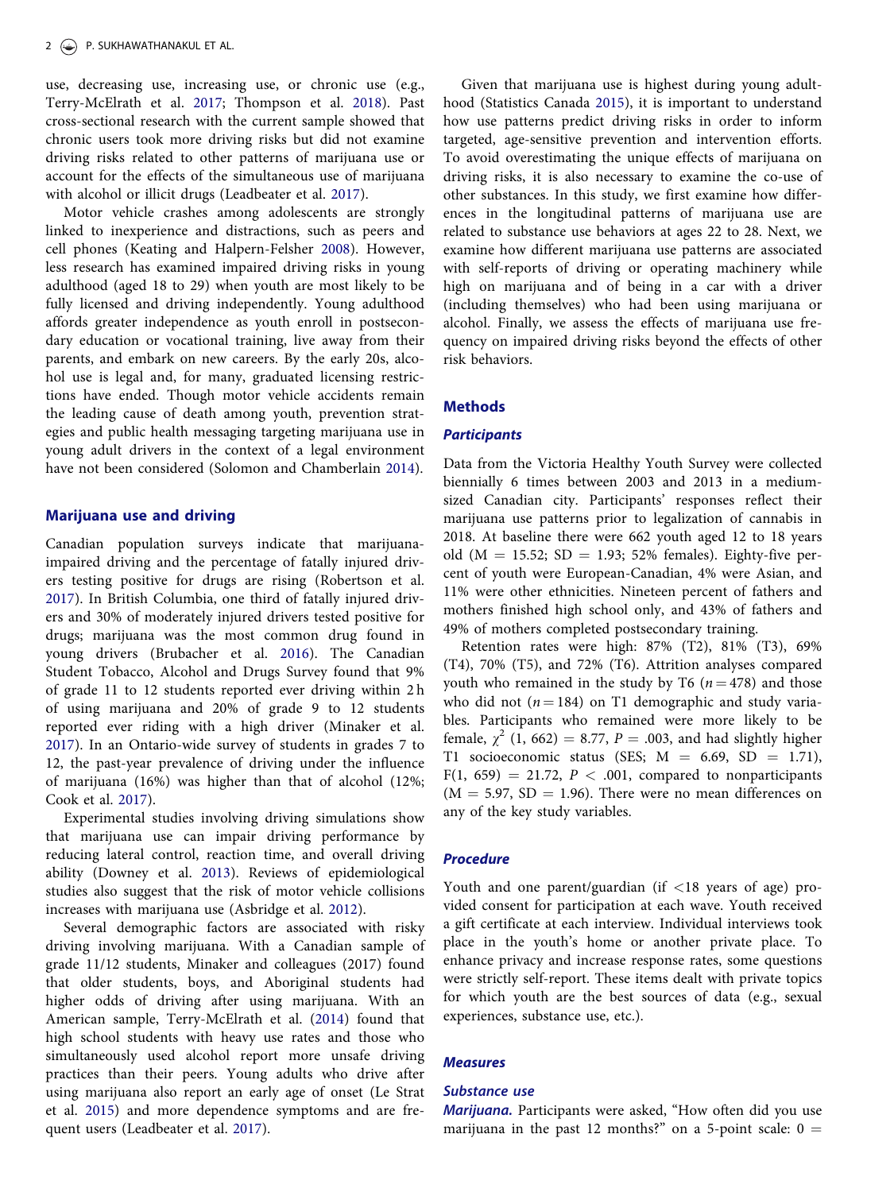use, decreasing use, increasing use, or chronic use (e.g., Terry-McElrath et al. 2017; Thompson et al. 2018). Past cross-sectional research with the current sample showed that chronic users took more driving risks but did not examine driving risks related to other patterns of marijuana use or account for the effects of the simultaneous use of marijuana with alcohol or illicit drugs (Leadbeater et al. 2017).

Motor vehicle crashes among adolescents are strongly linked to inexperience and distractions, such as peers and cell phones (Keating and Halpern-Felsher 2008). However, less research has examined impaired driving risks in young adulthood (aged 18 to 29) when youth are most likely to be fully licensed and driving independently. Young adulthood affords greater independence as youth enroll in postsecondary education or vocational training, live away from their parents, and embark on new careers. By the early 20s, alcohol use is legal and, for many, graduated licensing restrictions have ended. Though motor vehicle accidents remain the leading cause of death among youth, prevention strategies and public health messaging targeting marijuana use in young adult drivers in the context of a legal environment have not been considered (Solomon and Chamberlain 2014).

## Marijuana use and driving

Canadian population surveys indicate that marijuana-impaired driving and the percentage of fatally injured drivers testing positive for drugs are rising (Robertson et al. 2017). In British Columbia, one third of fatally injured drivers and 30% of moderately injured drivers tested positive for drugs; marijuana was the most common drug found in young drivers (Brubacher et al. 2016). The Canadian Student Tobacco, Alcohol and Drugs Survey found that 9% of grade 11 to 12 students reported ever driving within 2 h of using marijuana and 20% of grade 9 to 12 students reported ever riding with a high driver (Minaker et al. 2017). In an Ontario-wide survey of students in grades 7 to 12, the past-year prevalence of driving under the influence of marijuana (16%) was higher than that of alcohol (12%; Cook et al. 2017).

Experimental studies involving driving simulations show that marijuana use can impair driving performance by reducing lateral control, reaction time, and overall driving ability (Downey et al. 2013). Reviews of epidemiological studies also suggest that the risk of motor vehicle collisions increases with marijuana use (Asbridge et al. 2012).

Several demographic factors are associated with risky driving involving marijuana. With a Canadian sample of grade 11/12 students, Minaker and colleagues (2017) found that older students, boys, and Aboriginal students had higher odds of driving after using marijuana. With an American sample, Terry-McElrath et al. (2014) found that high school students with heavy use rates and those who simultaneously used alcohol report more unsafe driving practices than their peers. Young adults who drive after using marijuana also report an early age of onset (Le Strat et al. 2015) and more dependence symptoms and are frequent users (Leadbeater et al. 2017).

Given that marijuana use is highest during young adulthood (Statistics Canada 2015), it is important to understand how use patterns predict driving risks in order to inform targeted, age-sensitive prevention and intervention efforts. To avoid overestimating the unique effects of marijuana on driving risks, it is also necessary to examine the co-use of other substances. In this study, we first examine how differences in the longitudinal patterns of marijuana use are related to substance use behaviors at ages 22 to 28. Next, we examine how different marijuana use patterns are associated with self-reports of driving or operating machinery while high on marijuana and of being in a car with a driver (including themselves) who had been using marijuana or alcohol. Finally, we assess the effects of marijuana use frequency on impaired driving risks beyond the effects of other risk behaviors.

## Methods

### Participants

Data from the Victoria Healthy Youth Survey were collected biennially 6 times between 2003 and 2013 in a medium-sized Canadian city. Participants' responses reflect their marijuana use patterns prior to legalization of cannabis in 2018. At baseline there were 662 youth aged 12 to 18 years old (M = 15.52; SD = 1.93; 52% females). Eighty-five percent of youth were European-Canadian, 4% were Asian, and 11% were other ethnicities. Nineteen percent of fathers and mothers finished high school only, and 43% of fathers and 49% of mothers completed postsecondary training.

Retention rates were high: 87% (T2), 81% (T3), 69% (T4), 70% (T5), and 72% (T6). Attrition analyses compared youth who remained in the study by T6 ($n = 478$) and those who did not ($n = 184$) on T1 demographic and study variables. Participants who remained were more likely to be female, $\chi^2$ (1, 662) = 8.77, $P$ = .003, and had slightly higher T1 socioeconomic status (SES; M = 6.69, SD = 1.71), F(1, 659) = 21.72, $P$ < .001, compared to nonparticipants (M = 5.97, SD = 1.96). There were no mean differences on any of the key study variables.

### Procedure

Youth and one parent/guardian (if <18 years of age) provided consent for participation at each wave. Youth received a gift certificate at each interview. Individual interviews took place in the youth's home or another private place. To enhance privacy and increase response rates, some questions were strictly self-report. These items dealt with private topics for which youth are the best sources of data (e.g., sexual experiences, substance use, etc.).

### Measures

#### Substance use

***Marijuana.*** Participants were asked, "How often did you use marijuana in the past 12 months?" on a 5-point scale: 0 =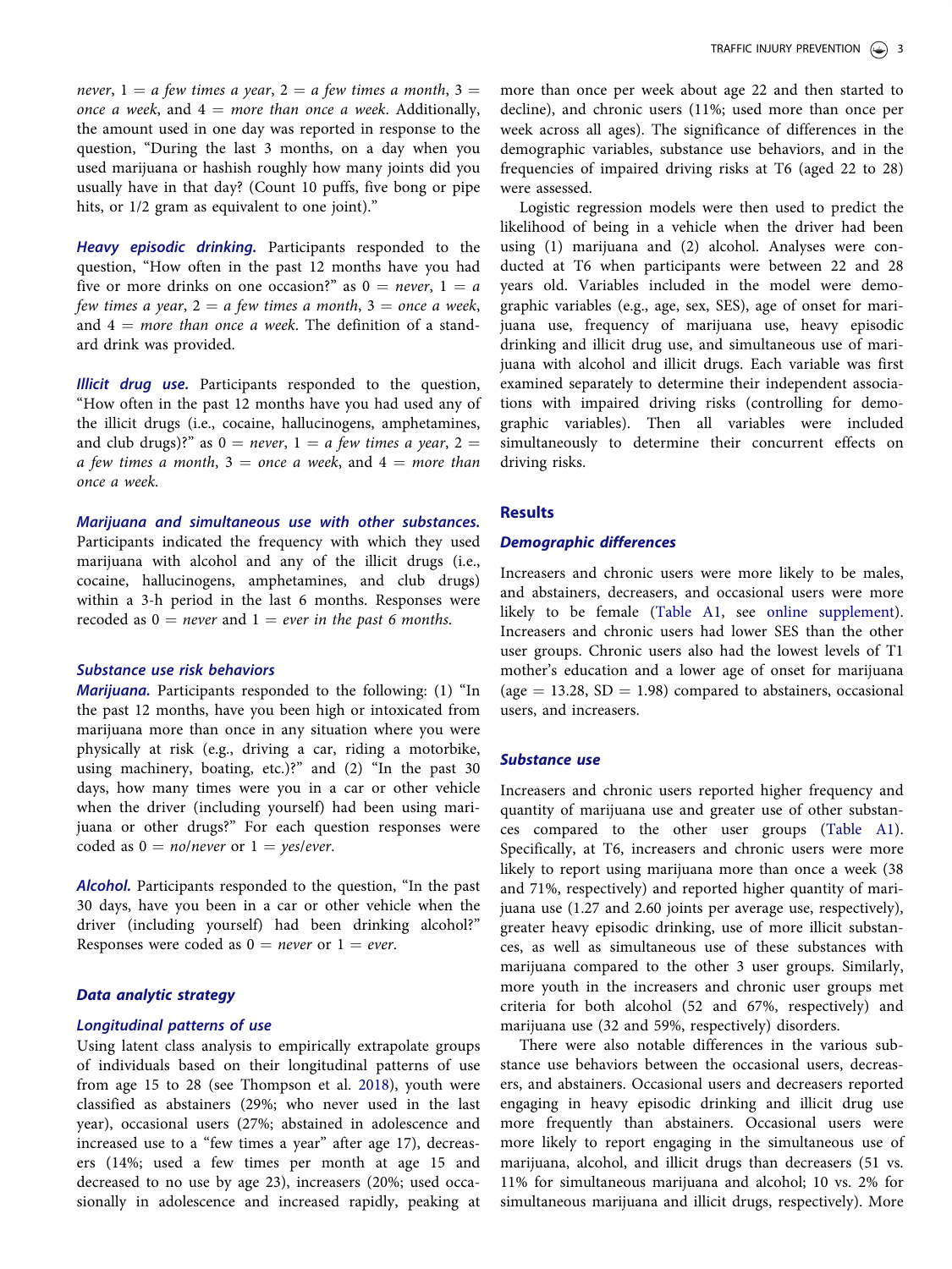*never*, 1 = *a few times a year*, 2 = *a few times a month*, 3 = *once a week*, and 4 = *more than once a week*. Additionally, the amount used in one day was reported in response to the question, "During the last 3 months, on a day when you used marijuana or hashish roughly how many joints did you usually have in that day? (Count 10 puffs, five bong or pipe hits, or 1/2 gram as equivalent to one joint)."

***Heavy episodic drinking.*** Participants responded to the question, "How often in the past 12 months have you had five or more drinks on one occasion?" as 0 = *never*, 1 = *a few times a year*, 2 = *a few times a month*, 3 = *once a week*, and 4 = *more than once a week*. The definition of a standard drink was provided.

***Illicit drug use.*** Participants responded to the question, "How often in the past 12 months have you had used any of the illicit drugs (i.e., cocaine, hallucinogens, amphetamines, and club drugs)?" as 0 = *never*, 1 = *a few times a year*, 2 = *a few times a month*, 3 = *once a week*, and 4 = *more than once a week*.

***Marijuana and simultaneous use with other substances.*** Participants indicated the frequency with which they used marijuana with alcohol and any of the illicit drugs (i.e., cocaine, hallucinogens, amphetamines, and club drugs) within a 3-h period in the last 6 months. Responses were recoded as 0 = *never* and 1 = *ever in the past 6 months*.

### *Substance use risk behaviors*

***Marijuana.*** Participants responded to the following: (1) "In the past 12 months, have you been high or intoxicated from marijuana more than once in any situation where you were physically at risk (e.g., driving a car, riding a motorbike, using machinery, boating, etc.)?" and (2) "In the past 30 days, how many times were you in a car or other vehicle when the driver (including yourself) had been using marijuana or other drugs?" For each question responses were coded as 0 = *no/never* or 1 = *yes/ever*.

***Alcohol.*** Participants responded to the question, "In the past 30 days, have you been in a car or other vehicle when the driver (including yourself) had been drinking alcohol?" Responses were coded as 0 = *never* or 1 = *ever*.

## *Data analytic strategy*

### *Longitudinal patterns of use*

Using latent class analysis to empirically extrapolate groups of individuals based on their longitudinal patterns of use from age 15 to 28 (see Thompson et al. 2018), youth were classified as abstainers (29%; who never used in the last year), occasional users (27%; abstained in adolescence and increased use to a "few times a year" after age 17), decreasers (14%; used a few times per month at age 15 and decreased to no use by age 23), increasers (20%; used occasionally in adolescence and increased rapidly, peaking at more than once per week about age 22 and then started to decline), and chronic users (11%; used more than once per week across all ages). The significance of differences in the demographic variables, substance use behaviors, and in the frequencies of impaired driving risks at T6 (aged 22 to 28) were assessed.

Logistic regression models were then used to predict the likelihood of being in a vehicle when the driver had been using (1) marijuana and (2) alcohol. Analyses were conducted at T6 when participants were between 22 and 28 years old. Variables included in the model were demographic variables (e.g., age, sex, SES), age of onset for marijuana use, frequency of marijuana use, heavy episodic drinking and illicit drug use, and simultaneous use of marijuana with alcohol and illicit drugs. Each variable was first examined separately to determine their independent associations with impaired driving risks (controlling for demographic variables). Then all variables were included simultaneously to determine their concurrent effects on driving risks.

## Results

### *Demographic differences*

Increasers and chronic users were more likely to be males, and abstainers, decreasers, and occasional users were more likely to be female (Table A1, see online supplement). Increasers and chronic users had lower SES than the other user groups. Chronic users also had the lowest levels of T1 mother's education and a lower age of onset for marijuana (age = 13.28, SD = 1.98) compared to abstainers, occasional users, and increasers.

### *Substance use*

Increasers and chronic users reported higher frequency and quantity of marijuana use and greater use of other substances compared to the other user groups (Table A1). Specifically, at T6, increasers and chronic users were more likely to report using marijuana more than once a week (38 and 71%, respectively) and reported higher quantity of marijuana use (1.27 and 2.60 joints per average use, respectively), greater heavy episodic drinking, use of more illicit substances, as well as simultaneous use of these substances with marijuana compared to the other 3 user groups. Similarly, more youth in the increasers and chronic user groups met criteria for both alcohol (52 and 67%, respectively) and marijuana use (32 and 59%, respectively) disorders.

There were also notable differences in the various substance use behaviors between the occasional users, decreasers, and abstainers. Occasional users and decreasers reported engaging in heavy episodic drinking and illicit drug use more frequently than abstainers. Occasional users were more likely to report engaging in the simultaneous use of marijuana, alcohol, and illicit drugs than decreasers (51 vs. 11% for simultaneous marijuana and alcohol; 10 vs. 2% for simultaneous marijuana and illicit drugs, respectively). More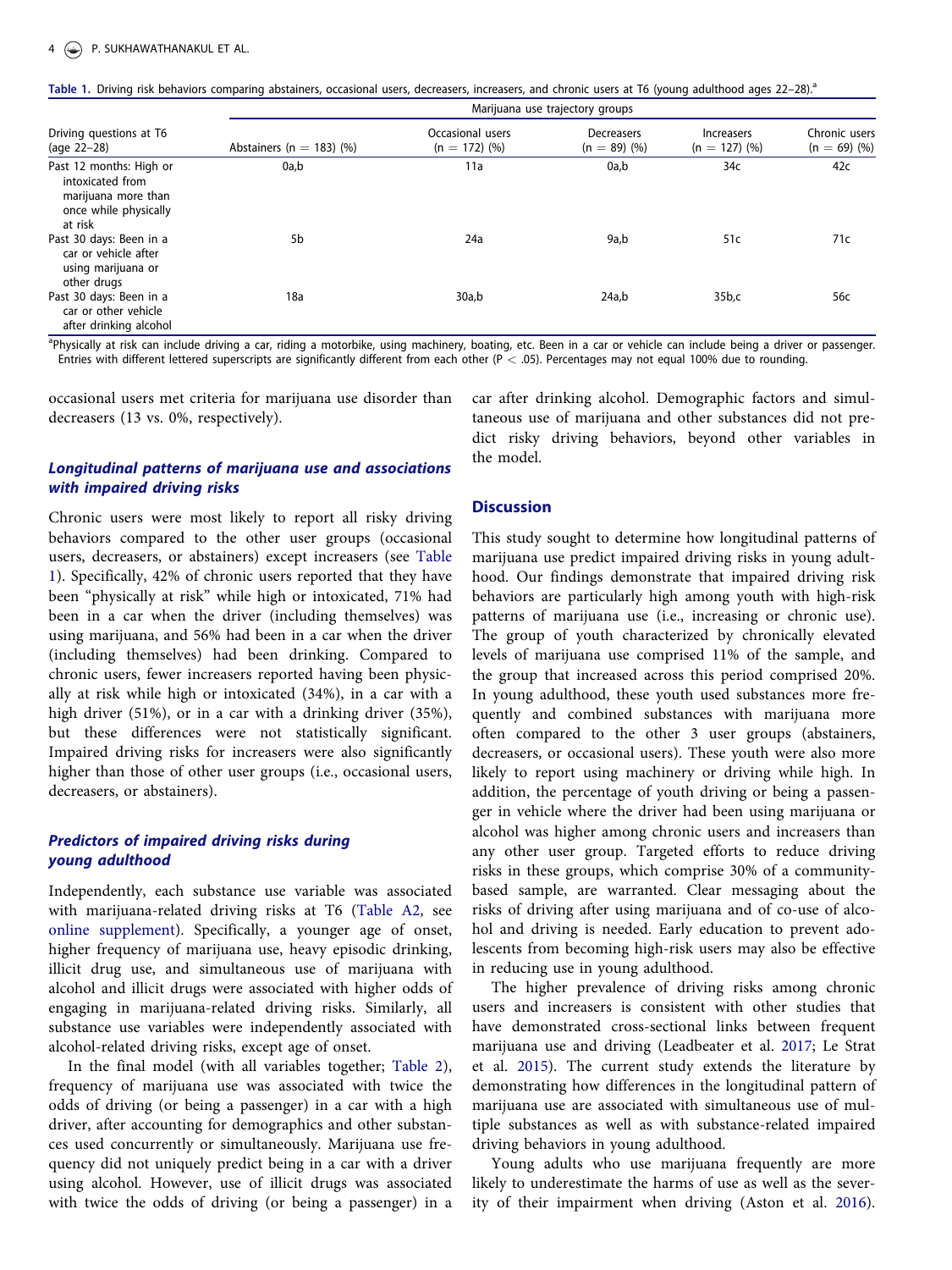Table 1. Driving risk behaviors comparing abstainers, occasional users, decreasers, increasers, and chronic users at T6 (young adulthood ages 22–28).[a]

| Driving questions at T6 (age 22–28) | Marijuana use trajectory groups | | | | |
|---|---|---|---|---|---|
| | Abstainers (n = 183) (%) | Occasional users (n = 172) (%) | Decreasers (n = 89) (%) | Increasers (n = 127) (%) | Chronic users (n = 69) (%) |
| Past 12 months: High or intoxicated from marijuana more than once while physically at risk | 0a,b | 11a | 0a,b | 34c | 42c |
| Past 30 days: Been in a car or vehicle after using marijuana or other drugs | 5b | 24a | 9a,b | 51c | 71c |
| Past 30 days: Been in a car or other vehicle after drinking alcohol | 18a | 30a,b | 24a,b | 35b,c | 56c |

[a]Physically at risk can include driving a car, riding a motorbike, using machinery, boating, etc. Been in a car or vehicle can include being a driver or passenger. Entries with different lettered superscripts are significantly different from each other ($P < .05$). Percentages may not equal 100% due to rounding.

occasional users met criteria for marijuana use disorder than decreasers (13 vs. 0%, respectively).

### Longitudinal patterns of marijuana use and associations with impaired driving risks

Chronic users were most likely to report all risky driving behaviors compared to the other user groups (occasional users, decreasers, or abstainers) except increasers (see Table 1). Specifically, 42% of chronic users reported that they have been "physically at risk" while high or intoxicated, 71% had been in a car when the driver (including themselves) was using marijuana, and 56% had been in a car when the driver (including themselves) had been drinking. Compared to chronic users, fewer increasers reported having been physically at risk while high or intoxicated (34%), in a car with a high driver (51%), or in a car with a drinking driver (35%), but these differences were not statistically significant. Impaired driving risks for increasers were also significantly higher than those of other user groups (i.e., occasional users, decreasers, or abstainers).

### Predictors of impaired driving risks during young adulthood

Independently, each substance use variable was associated with marijuana-related driving risks at T6 (Table A2, see online supplement). Specifically, a younger age of onset, higher frequency of marijuana use, heavy episodic drinking, illicit drug use, and simultaneous use of marijuana with alcohol and illicit drugs were associated with higher odds of engaging in marijuana-related driving risks. Similarly, all substance use variables were independently associated with alcohol-related driving risks, except age of onset.

In the final model (with all variables together; Table 2), frequency of marijuana use was associated with twice the odds of driving (or being a passenger) in a car with a high driver, after accounting for demographics and other substances used concurrently or simultaneously. Marijuana use frequency did not uniquely predict being in a car with a driver using alcohol. However, use of illicit drugs was associated with twice the odds of driving (or being a passenger) in a car after drinking alcohol. Demographic factors and simultaneous use of marijuana and other substances did not predict risky driving behaviors, beyond other variables in the model.

## Discussion

This study sought to determine how longitudinal patterns of marijuana use predict impaired driving risks in young adulthood. Our findings demonstrate that impaired driving risk behaviors are particularly high among youth with high-risk patterns of marijuana use (i.e., increasing or chronic use). The group of youth characterized by chronically elevated levels of marijuana use comprised 11% of the sample, and the group that increased across this period comprised 20%. In young adulthood, these youth used substances more frequently and combined substances with marijuana more often compared to the other 3 user groups (abstainers, decreasers, or occasional users). These youth were also more likely to report using machinery or driving while high. In addition, the percentage of youth driving or being a passenger in vehicle where the driver had been using marijuana or alcohol was higher among chronic users and increasers than any other user group. Targeted efforts to reduce driving risks in these groups, which comprise 30% of a community-based sample, are warranted. Clear messaging about the risks of driving after using marijuana and of co-use of alcohol and driving is needed. Early education to prevent adolescents from becoming high-risk users may also be effective in reducing use in young adulthood.

The higher prevalence of driving risks among chronic users and increasers is consistent with other studies that have demonstrated cross-sectional links between frequent marijuana use and driving (Leadbeater et al. 2017; Le Strat et al. 2015). The current study extends the literature by demonstrating how differences in the longitudinal pattern of marijuana use are associated with simultaneous use of multiple substances as well as with substance-related impaired driving behaviors in young adulthood.

Young adults who use marijuana frequently are more likely to underestimate the harms of use as well as the severity of their impairment when driving (Aston et al. 2016).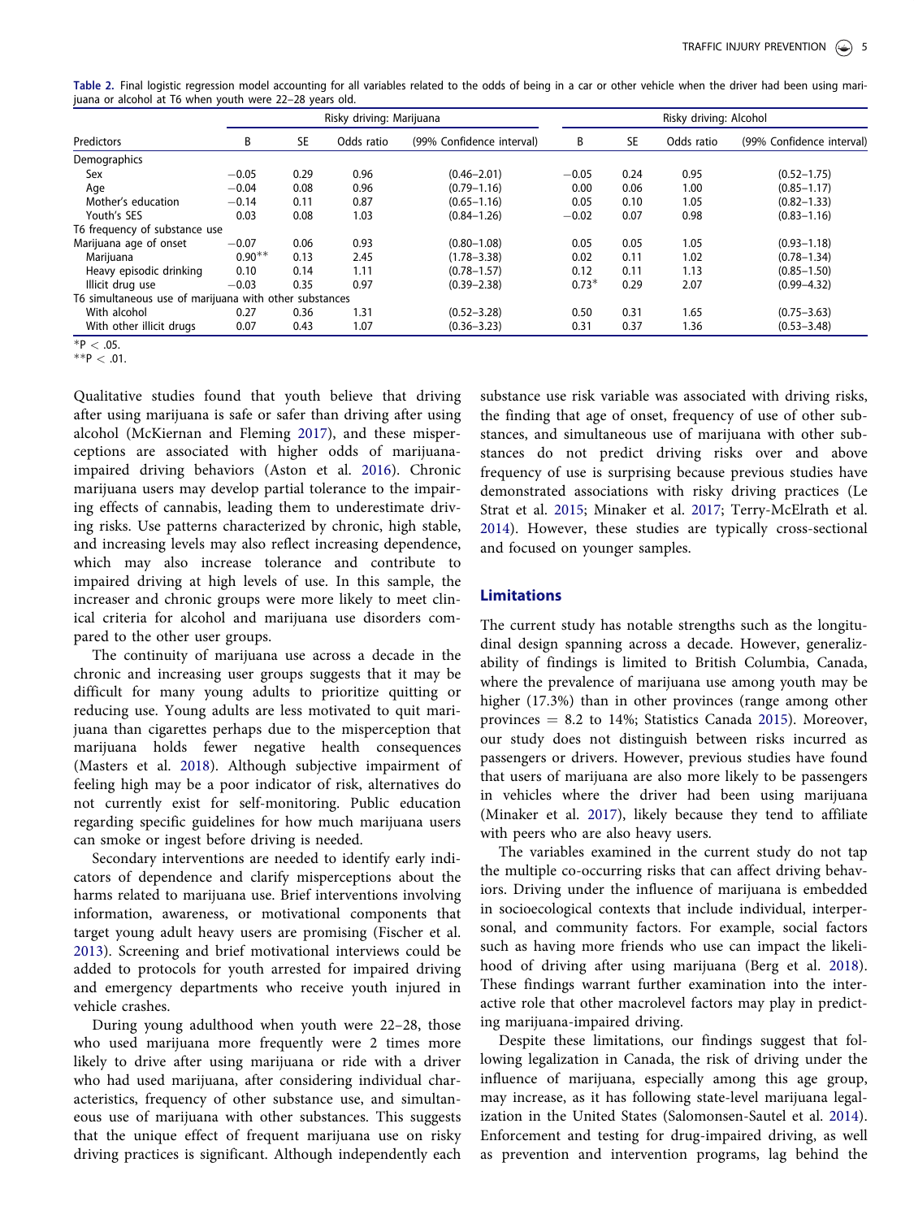**Table 2.** Final logistic regression model accounting for all variables related to the odds of being in a car or other vehicle when the driver had been using marijuana or alcohol at T6 when youth were 22–28 years old.

| Predictors | Risky driving: Marijuana | | | | Risky driving: Alcohol | | | |
|---|---|---|---|---|---|---|---|---|
| | B | SE | Odds ratio | (99% Confidence interval) | B | SE | Odds ratio | (99% Confidence interval) |
| Demographics | | | | | | | | |
| Sex | −0.05 | 0.29 | 0.96 | (0.46–2.01) | −0.05 | 0.24 | 0.95 | (0.52–1.75) |
| Age | −0.04 | 0.08 | 0.96 | (0.79–1.16) | 0.00 | 0.06 | 1.00 | (0.85–1.17) |
| Mother's education | −0.14 | 0.11 | 0.87 | (0.65–1.16) | 0.05 | 0.10 | 1.05 | (0.82–1.33) |
| Youth's SES | 0.03 | 0.08 | 1.03 | (0.84–1.26) | −0.02 | 0.07 | 0.98 | (0.83–1.16) |
| T6 frequency of substance use | | | | | | | | |
| Marijuana age of onset | −0.07 | 0.06 | 0.93 | (0.80–1.08) | 0.05 | 0.05 | 1.05 | (0.93–1.18) |
| Marijuana | 0.90** | 0.13 | 2.45 | (1.78–3.38) | 0.02 | 0.11 | 1.02 | (0.78–1.34) |
| Heavy episodic drinking | 0.10 | 0.14 | 1.11 | (0.78–1.57) | 0.12 | 0.11 | 1.13 | (0.85–1.50) |
| Illicit drug use | −0.03 | 0.35 | 0.97 | (0.39–2.38) | 0.73* | 0.29 | 2.07 | (0.99–4.32) |
| T6 simultaneous use of marijuana with other substances | | | | | | | | |
| With alcohol | 0.27 | 0.36 | 1.31 | (0.52–3.28) | 0.50 | 0.31 | 1.65 | (0.75–3.63) |
| With other illicit drugs | 0.07 | 0.43 | 1.07 | (0.36–3.23) | 0.31 | 0.37 | 1.36 | (0.53–3.48) |

*P < .05.
**P < .01.

Qualitative studies found that youth believe that driving after using marijuana is safe or safer than driving after using alcohol (McKiernan and Fleming 2017), and these misperceptions are associated with higher odds of marijuana-impaired driving behaviors (Aston et al. 2016). Chronic marijuana users may develop partial tolerance to the impairing effects of cannabis, leading them to underestimate driving risks. Use patterns characterized by chronic, high stable, and increasing levels may also reflect increasing dependence, which may also increase tolerance and contribute to impaired driving at high levels of use. In this sample, the increaser and chronic groups were more likely to meet clinical criteria for alcohol and marijuana use disorders compared to the other user groups.

The continuity of marijuana use across a decade in the chronic and increasing user groups suggests that it may be difficult for many young adults to prioritize quitting or reducing use. Young adults are less motivated to quit marijuana than cigarettes perhaps due to the misperception that marijuana holds fewer negative health consequences (Masters et al. 2018). Although subjective impairment of feeling high may be a poor indicator of risk, alternatives do not currently exist for self-monitoring. Public education regarding specific guidelines for how much marijuana users can smoke or ingest before driving is needed.

Secondary interventions are needed to identify early indicators of dependence and clarify misperceptions about the harms related to marijuana use. Brief interventions involving information, awareness, or motivational components that target young adult heavy users are promising (Fischer et al. 2013). Screening and brief motivational interviews could be added to protocols for youth arrested for impaired driving and emergency departments who receive youth injured in vehicle crashes.

During young adulthood when youth were 22–28, those who used marijuana more frequently were 2 times more likely to drive after using marijuana or ride with a driver who had used marijuana, after considering individual characteristics, frequency of other substance use, and simultaneous use of marijuana with other substances. This suggests that the unique effect of frequent marijuana use on risky driving practices is significant. Although independently each substance use risk variable was associated with driving risks, the finding that age of onset, frequency of use of other substances, and simultaneous use of marijuana with other substances do not predict driving risks over and above frequency of use is surprising because previous studies have demonstrated associations with risky driving practices (Le Strat et al. 2015; Minaker et al. 2017; Terry-McElrath et al. 2014). However, these studies are typically cross-sectional and focused on younger samples.

## Limitations

The current study has notable strengths such as the longitudinal design spanning across a decade. However, generalizability of findings is limited to British Columbia, Canada, where the prevalence of marijuana use among youth may be higher (17.3%) than in other provinces (range among other provinces = 8.2 to 14%; Statistics Canada 2015). Moreover, our study does not distinguish between risks incurred as passengers or drivers. However, previous studies have found that users of marijuana are also more likely to be passengers in vehicles where the driver had been using marijuana (Minaker et al. 2017), likely because they tend to affiliate with peers who are also heavy users.

The variables examined in the current study do not tap the multiple co-occurring risks that can affect driving behaviors. Driving under the influence of marijuana is embedded in socioecological contexts that include individual, interpersonal, and community factors. For example, social factors such as having more friends who use can impact the likelihood of driving after using marijuana (Berg et al. 2018). These findings warrant further examination into the interactive role that other macrolevel factors may play in predicting marijuana-impaired driving.

Despite these limitations, our findings suggest that following legalization in Canada, the risk of driving under the influence of marijuana, especially among this age group, may increase, as it has following state-level marijuana legalization in the United States (Salomonsen-Sautel et al. 2014). Enforcement and testing for drug-impaired driving, as well as prevention and intervention programs, lag behind the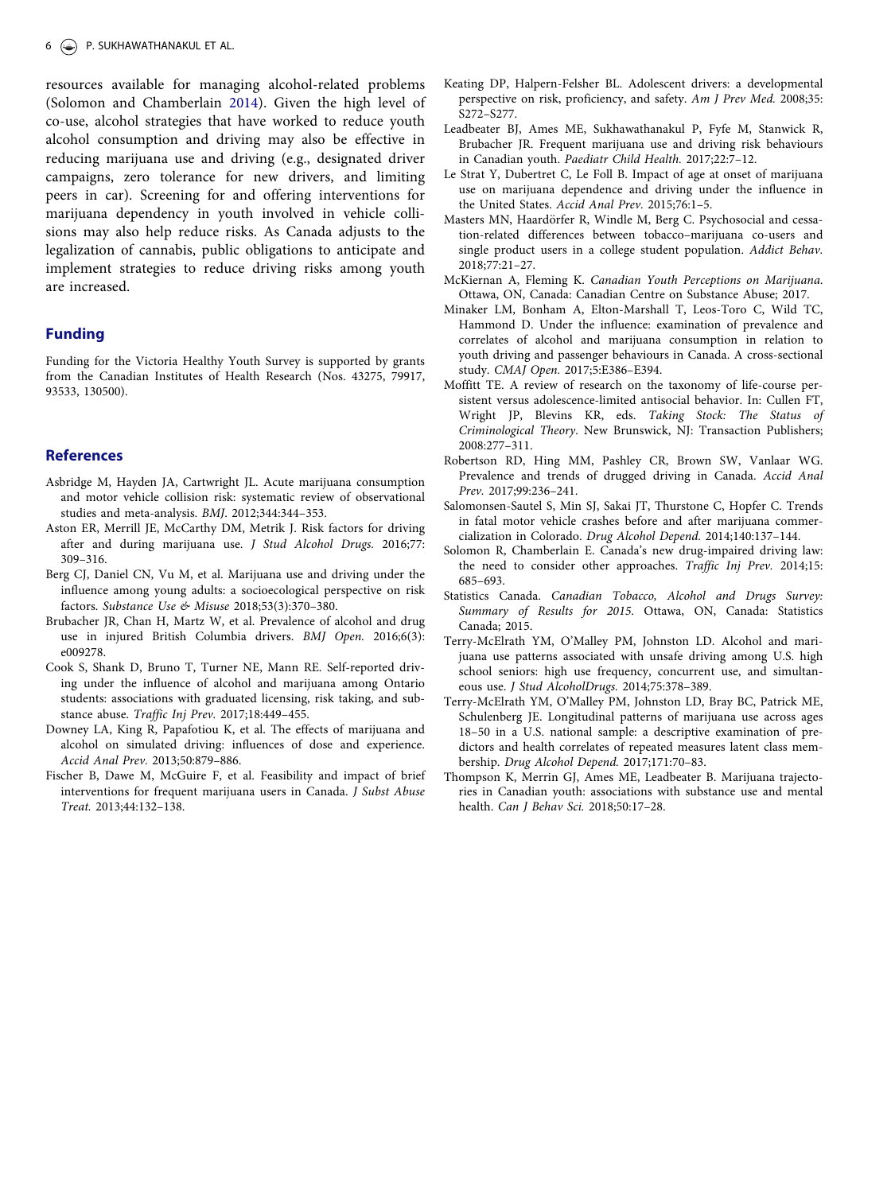resources available for managing alcohol-related problems (Solomon and Chamberlain 2014). Given the high level of co-use, alcohol strategies that have worked to reduce youth alcohol consumption and driving may also be effective in reducing marijuana use and driving (e.g., designated driver campaigns, zero tolerance for new drivers, and limiting peers in car). Screening for and offering interventions for marijuana dependency in youth involved in vehicle collisions may also help reduce risks. As Canada adjusts to the legalization of cannabis, public obligations to anticipate and implement strategies to reduce driving risks among youth are increased.

## Funding

Funding for the Victoria Healthy Youth Survey is supported by grants from the Canadian Institutes of Health Research (Nos. 43275, 79917, 93533, 130500).

## References

Asbridge M, Hayden JA, Cartwright JL. Acute marijuana consumption and motor vehicle collision risk: systematic review of observational studies and meta-analysis. *BMJ*. 2012;344:344–353.

Aston ER, Merrill JE, McCarthy DM, Metrik J. Risk factors for driving after and during marijuana use. *J Stud Alcohol Drugs.* 2016;77:309–316.

Berg CJ, Daniel CN, Vu M, et al. Marijuana use and driving under the influence among young adults: a socioecological perspective on risk factors. *Substance Use & Misuse* 2018;53(3):370–380.

Brubacher JR, Chan H, Martz W, et al. Prevalence of alcohol and drug use in injured British Columbia drivers. *BMJ Open.* 2016;6(3):e009278.

Cook S, Shank D, Bruno T, Turner NE, Mann RE. Self-reported driving under the influence of alcohol and marijuana among Ontario students: associations with graduated licensing, risk taking, and substance abuse. *Traffic Inj Prev.* 2017;18:449–455.

Downey LA, King R, Papafotiou K, et al. The effects of marijuana and alcohol on simulated driving: influences of dose and experience. *Accid Anal Prev.* 2013;50:879–886.

Fischer B, Dawe M, McGuire F, et al. Feasibility and impact of brief interventions for frequent marijuana users in Canada. *J Subst Abuse Treat.* 2013;44:132–138.

Keating DP, Halpern-Felsher BL. Adolescent drivers: a developmental perspective on risk, proficiency, and safety. *Am J Prev Med.* 2008;35:S272–S277.

Leadbeater BJ, Ames ME, Sukhawathanakul P, Fyfe M, Stanwick R, Brubacher JR. Frequent marijuana use and driving risk behaviours in Canadian youth. *Paediatr Child Health.* 2017;22:7–12.

Le Strat Y, Dubertret C, Le Foll B. Impact of age at onset of marijuana use on marijuana dependence and driving under the influence in the United States. *Accid Anal Prev.* 2015;76:1–5.

Masters MN, Haardörfer R, Windle M, Berg C. Psychosocial and cessation-related differences between tobacco–marijuana co-users and single product users in a college student population. *Addict Behav.* 2018;77:21–27.

McKiernan A, Fleming K. *Canadian Youth Perceptions on Marijuana.* Ottawa, ON, Canada: Canadian Centre on Substance Abuse; 2017.

Minaker LM, Bonham A, Elton-Marshall T, Leos-Toro C, Wild TC, Hammond D. Under the influence: examination of prevalence and correlates of alcohol and marijuana consumption in relation to youth driving and passenger behaviours in Canada. A cross-sectional study. *CMAJ Open.* 2017;5:E386–E394.

Moffitt TE. A review of research on the taxonomy of life-course persistent versus adolescence-limited antisocial behavior. In: Cullen FT, Wright JP, Blevins KR, eds. *Taking Stock: The Status of Criminological Theory*. New Brunswick, NJ: Transaction Publishers; 2008:277–311.

Robertson RD, Hing MM, Pashley CR, Brown SW, Vanlaar WG. Prevalence and trends of drugged driving in Canada. *Accid Anal Prev.* 2017;99:236–241.

Salomonsen-Sautel S, Min SJ, Sakai JT, Thurstone C, Hopfer C. Trends in fatal motor vehicle crashes before and after marijuana commercialization in Colorado. *Drug Alcohol Depend.* 2014;140:137–144.

Solomon R, Chamberlain E. Canada's new drug-impaired driving law: the need to consider other approaches. *Traffic Inj Prev.* 2014;15:685–693.

Statistics Canada. *Canadian Tobacco, Alcohol and Drugs Survey: Summary of Results for 2015.* Ottawa, ON, Canada: Statistics Canada; 2015.

Terry-McElrath YM, O'Malley PM, Johnston LD. Alcohol and marijuana use patterns associated with unsafe driving among U.S. high school seniors: high use frequency, concurrent use, and simultaneous use. *J Stud AlcoholDrugs.* 2014;75:378–389.

Terry-McElrath YM, O'Malley PM, Johnston LD, Bray BC, Patrick ME, Schulenberg JE. Longitudinal patterns of marijuana use across ages 18–50 in a U.S. national sample: a descriptive examination of predictors and health correlates of repeated measures latent class membership. *Drug Alcohol Depend.* 2017;171:70–83.

Thompson K, Merrin GJ, Ames ME, Leadbeater B. Marijuana trajectories in Canadian youth: associations with substance use and mental health. *Can J Behav Sci.* 2018;50:17–28.